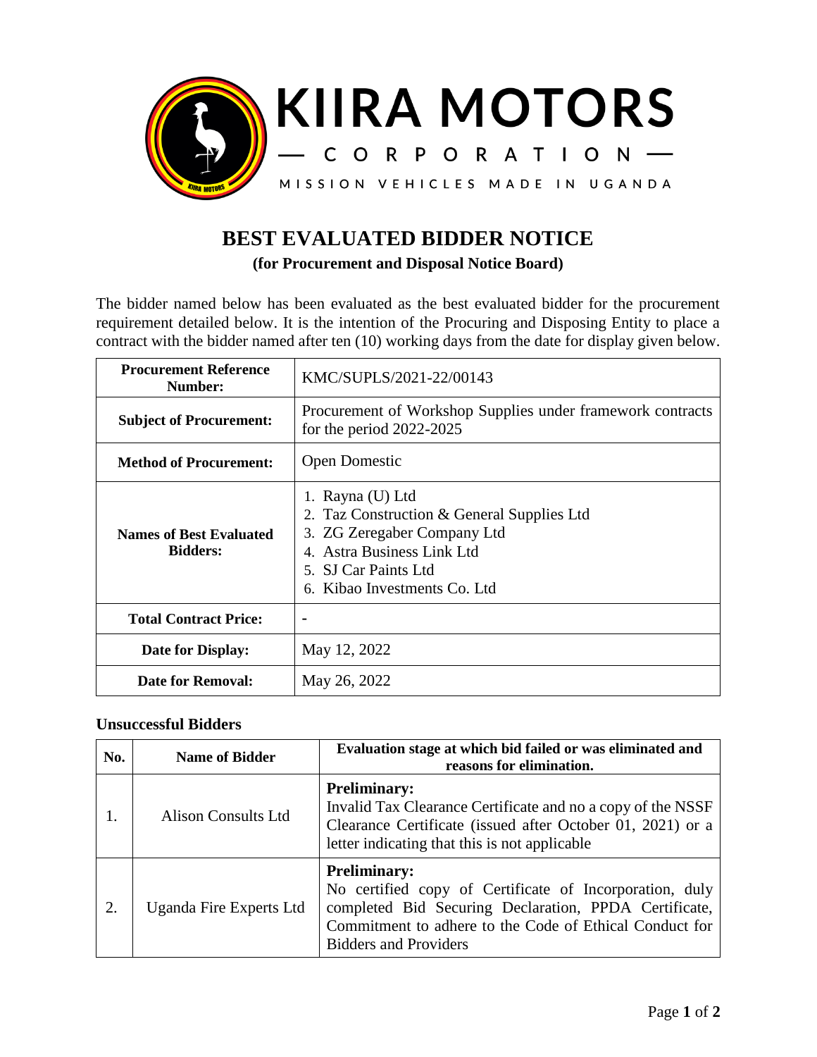KIIRA MOTORS

— CORPORATION —

MISSION VEHICLES MADE IN UGANDA

# BEST EVALUATED BIDDER NOTICE

**(for Procurement and Disposal Notice Board)**

The bidder named below has been evaluated as the best evaluated bidder for the procurement requirement detailed below. It is the intention of the Procuring and Disposing Entity to place a contract with the bidder named after ten (10) working days from the date for display given below.

| **Procurement Reference Number:** | KMC/SUPLS/2021-22/00143 |
|---|---|
| **Subject of Procurement:** | Procurement of Workshop Supplies under framework contracts for the period 2022-2025 |
| **Method of Procurement:** | Open Domestic |
| **Names of Best Evaluated Bidders:** | 1. Rayna (U) Ltd<br>2. Taz Construction & General Supplies Ltd<br>3. ZG Zeregaber Company Ltd<br>4. Astra Business Link Ltd<br>5. SJ Car Paints Ltd<br>6. Kibao Investments Co. Ltd |
| **Total Contract Price:** | - |
| **Date for Display:** | May 12, 2022 |
| **Date for Removal:** | May 26, 2022 |

### Unsuccessful Bidders

| No. | Name of Bidder | Evaluation stage at which bid failed or was eliminated and reasons for elimination. |
|---|---|---|
| 1. | Alison Consults Ltd | **Preliminary:**<br>Invalid Tax Clearance Certificate and no a copy of the NSSF Clearance Certificate (issued after October 01, 2021) or a letter indicating that this is not applicable |
| 2. | Uganda Fire Experts Ltd | **Preliminary:**<br>No certified copy of Certificate of Incorporation, duly completed Bid Securing Declaration, PPDA Certificate, Commitment to adhere to the Code of Ethical Conduct for Bidders and Providers |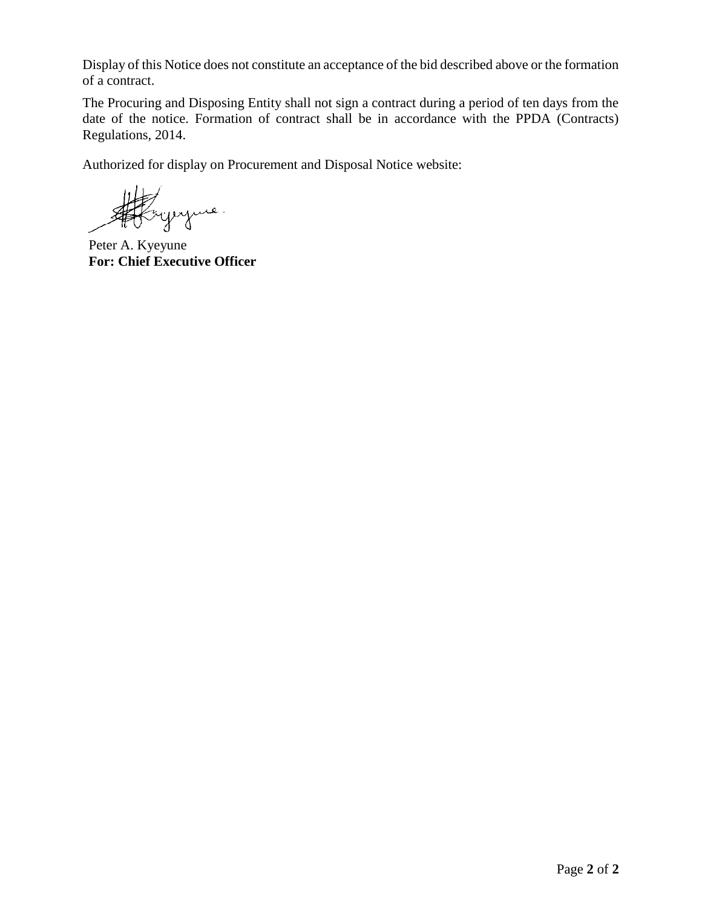Display of this Notice does not constitute an acceptance of the bid described above or the formation of a contract.

The Procuring and Disposing Entity shall not sign a contract during a period of ten days from the date of the notice. Formation of contract shall be in accordance with the PPDA (Contracts) Regulations, 2014.

Authorized for display on Procurement and Disposal Notice website:

Peter A. Kyeyune
**For: Chief Executive Officer**